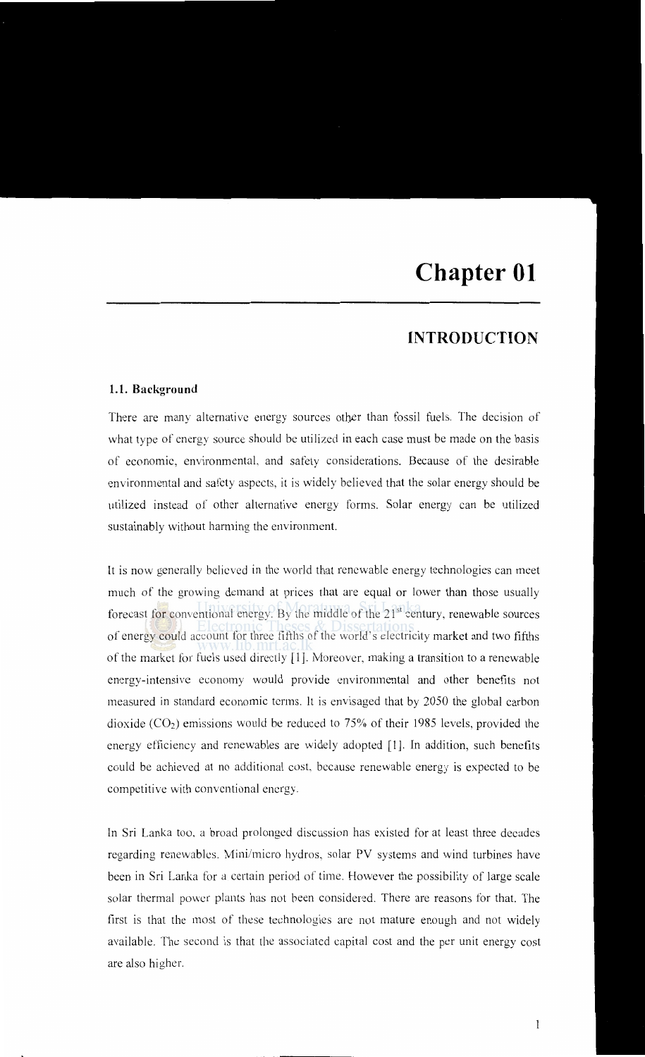# Chapter 01

## INTRODUCTION

### 1.1. Background

There are many alternative energy sources other than fossil fuels. The decision of what type of energy source should be utilized in each case must be made on the basis of economic, environmental, and safety considerations. Because of the desirable environmental and safety aspects, it is widely believed that the solar energy should be utilized instead of other alternative energy forms. Solar energy can be utilized sustainably without harming the environment.

It is now generally believed in the world that renewable energy technologies can meet much of the growing demand at prices that are equal or lower than those usually forecast for conventional energy. By the middle of the 21st century, renewable sources of energy could account for three fifths of the world's electricity market and two fifths of the market for fuels used directly [1]. Moreover, making a transition to a renewable energy-intensive economy would provide environmental and other benefits not measured in standard economic terms. It is envisaged that by 2050 the global carbon dioxide ($CO_2$) emissions would be reduced to 75% of their 1985 levels, provided the energy efficiency and renewables are widely adopted [1]. In addition, such benefits could be achieved at no additional cost, because renewable energy is expected to be competitive with conventional energy.

In Sri Lanka too, a broad prolonged discussion has existed for at least three decades regarding renewables. Mini/micro hydros, solar PV systems and wind turbines have been in Sri Lanka for a certain period of time. However the possibility of large scale solar thermal power plants has not been considered. There are reasons for that. The first is that the most of these technologies are not mature enough and not widely available. The second is that the associated capital cost and the per unit energy cost are also higher.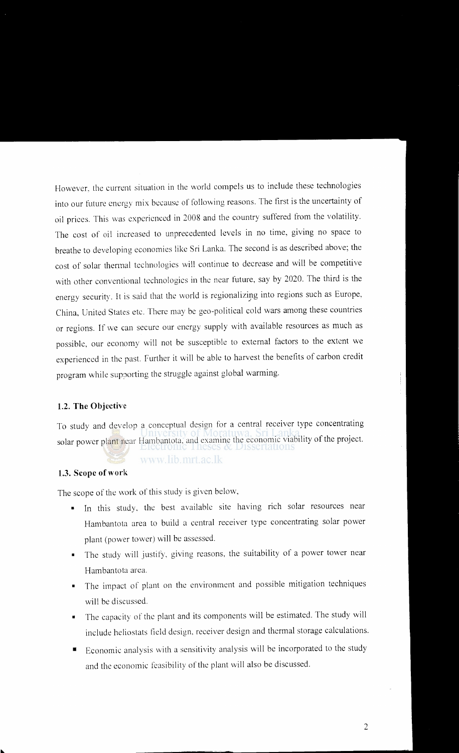However, the current situation in the world compels us to include these technologies into our future energy mix because of following reasons. The first is the uncertainty of oil prices. This was experienced in 2008 and the country suffered from the volatility. The cost of oil increased to unprecedented levels in no time, giving no space to breathe to developing economies like Sri Lanka. The second is as described above; the cost of solar thermal technologies will continue to decrease and will be competitive with other conventional technologies in the near future, say by 2020. The third is the energy security. It is said that the world is regionalizing into regions such as Europe, China, United States etc. There may be geo-political cold wars among these countries or regions. If we can secure our energy supply with available resources as much as possible, our economy will not be susceptible to external factors to the extent we experienced in the past. Further it will be able to harvest the benefits of carbon credit program while supporting the struggle against global warming.

### 1.2. The Objective

To study and develop a conceptual design for a central receiver type concentrating solar power plant near Hambantota, and examine the economic viability of the project.

### 1.3. Scope of work

The scope of the work of this study is given below,

- In this study, the best available site having rich solar resources near Hambantota area to build a central receiver type concentrating solar power plant (power tower) will be assessed.
- The study will justify, giving reasons, the suitability of a power tower near Hambantota area.
- The impact of plant on the environment and possible mitigation techniques will be discussed.
- The capacity of the plant and its components will be estimated. The study will include heliostats field design, receiver design and thermal storage calculations.
- Economic analysis with a sensitivity analysis will be incorporated to the study and the economic feasibility of the plant will also be discussed.